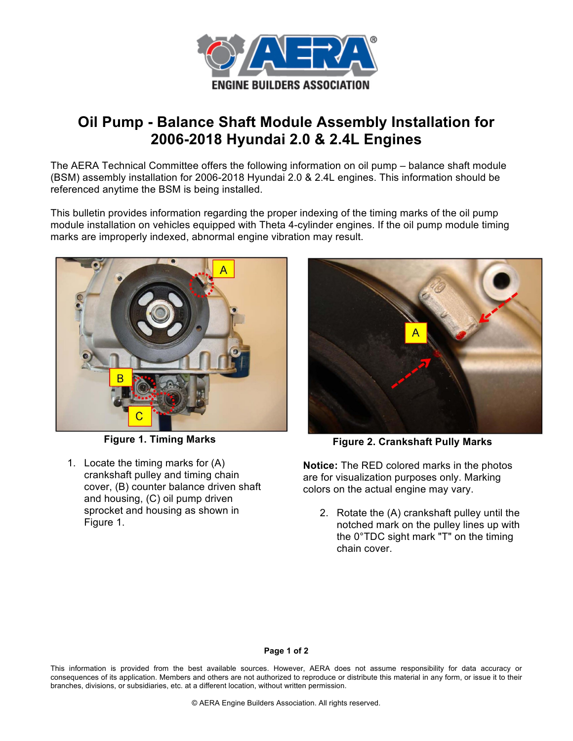# Oil Pump - Balance Shaft Module Assembly Installation for 2006-2018 Hyundai 2.0 & 2.4L Engines

The AERA Technical Committee offers the following information on oil pump – balance shaft module (BSM) assembly installation for 2006-2018 Hyundai 2.0 & 2.4L engines. This information should be referenced anytime the BSM is being installed.

This bulletin provides information regarding the proper indexing of the timing marks of the oil pump module installation on vehicles equipped with Theta 4-cylinder engines. If the oil pump module timing marks are improperly indexed, abnormal engine vibration may result.

**Figure 1. Timing Marks**

**Figure 2. Crankshaft Pully Marks**

1. Locate the timing marks for (A) crankshaft pulley and timing chain cover, (B) counter balance driven shaft and housing, (C) oil pump driven sprocket and housing as shown in Figure 1.

**Notice:** The RED colored marks in the photos are for visualization purposes only. Marking colors on the actual engine may vary.

2. Rotate the (A) crankshaft pulley until the notched mark on the pulley lines up with the 0°TDC sight mark "T" on the timing chain cover.

This information is provided from the best available sources. However, AERA does not assume responsibility for data accuracy or consequences of its application. Members and others are not authorized to reproduce or distribute this material in any form, or issue it to their branches, divisions, or subsidiaries, etc. at a different location, without written permission.

© AERA Engine Builders Association. All rights reserved.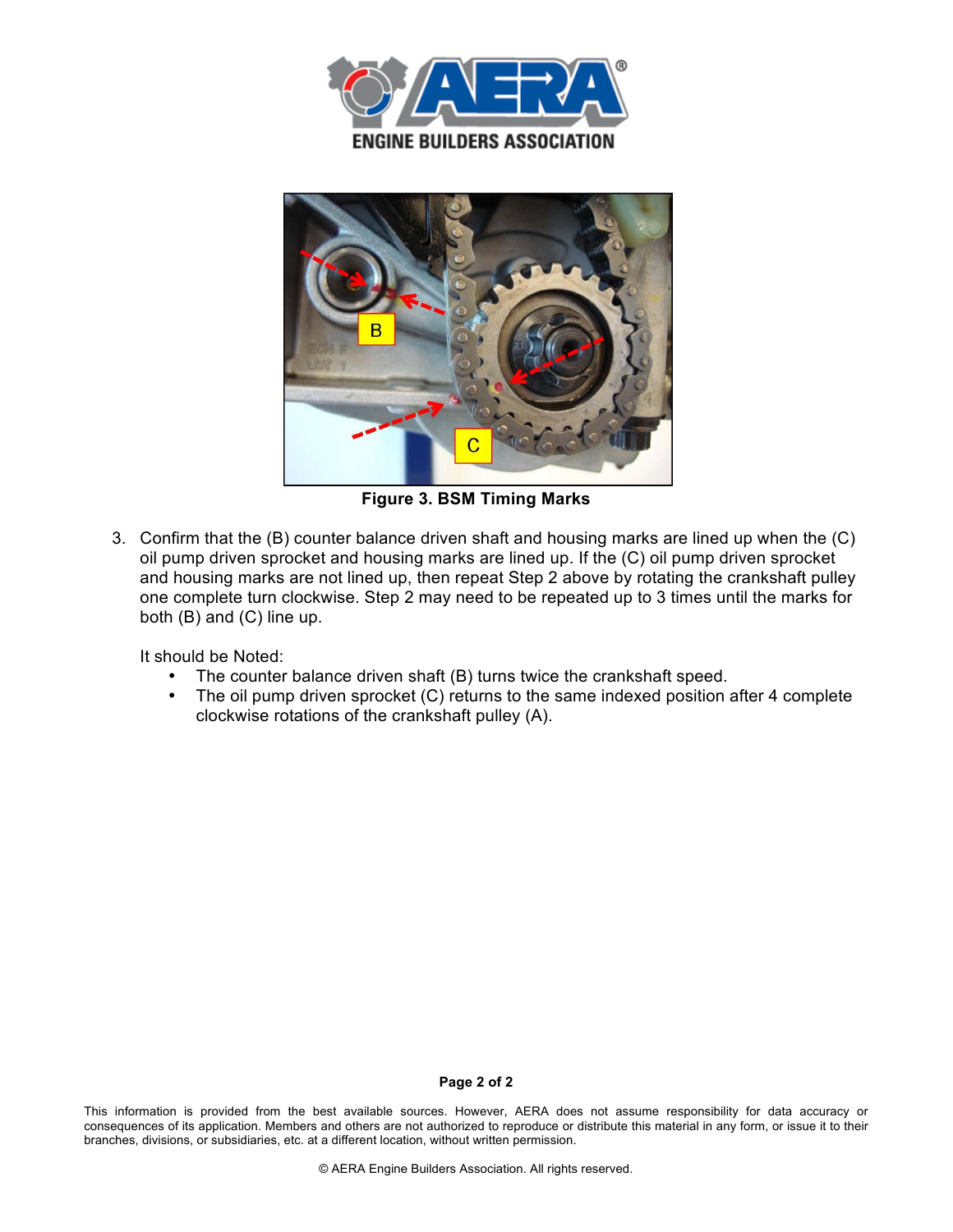**Figure 3. BSM Timing Marks**

3. Confirm that the (B) counter balance driven shaft and housing marks are lined up when the (C) oil pump driven sprocket and housing marks are lined up. If the (C) oil pump driven sprocket and housing marks are not lined up, then repeat Step 2 above by rotating the crankshaft pulley one complete turn clockwise. Step 2 may need to be repeated up to 3 times until the marks for both (B) and (C) line up.

   It should be Noted:
   - The counter balance driven shaft (B) turns twice the crankshaft speed.
   - The oil pump driven sprocket (C) returns to the same indexed position after 4 complete clockwise rotations of the crankshaft pulley (A).

This information is provided from the best available sources. However, AERA does not assume responsibility for data accuracy or consequences of its application. Members and others are not authorized to reproduce or distribute this material in any form, or issue it to their branches, divisions, or subsidiaries, etc. at a different location, without written permission.

© AERA Engine Builders Association. All rights reserved.